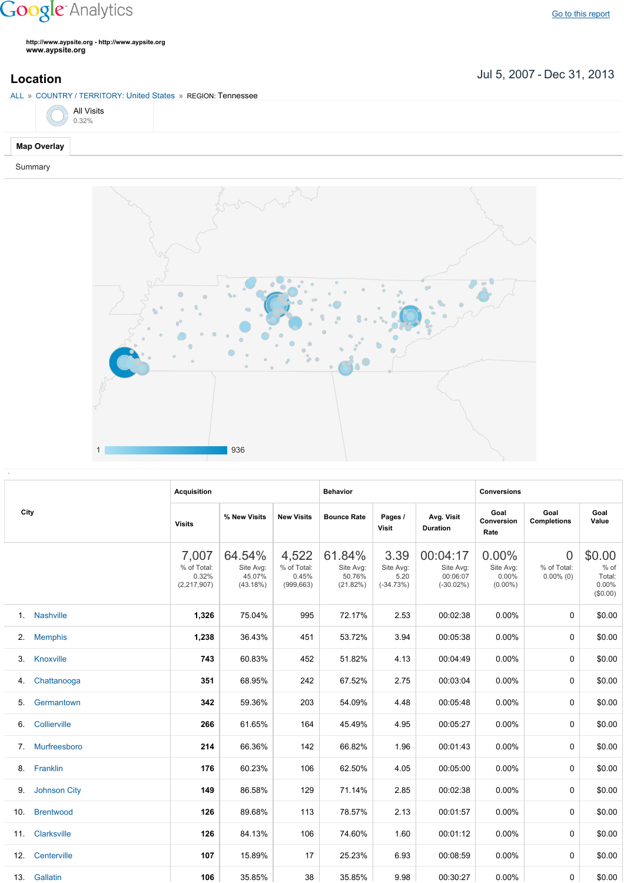Google Analytics

Go to this report

http://www.aypsite.org - http://www.aypsite.org
**www.aypsite.org**

## Location

Jul 5, 2007 - Dec 31, 2013

ALL » COUNTRY / TERRITORY: United States » REGION: Tennessee

All Visits
0.32%

**Map Overlay**

Summary

1 936

| City | Acquisition | | | Behavior | | | Conversions | | |
|---|---|---|---|---|---|---|---|---|---|
| | Visits | % New Visits | New Visits | Bounce Rate | Pages / Visit | Avg. Visit Duration | Goal Conversion Rate | Goal Completions | Goal Value |
| | 7,007 % of Total: 0.32% (2,217,907) | 64.54% Site Avg: 45.07% (43.18%) | 4,522 % of Total: 0.45% (999,663) | 61.84% Site Avg: 50.76% (21.82%) | 3.39 Site Avg: 5.20 (-34.73%) | 00:04:17 Site Avg: 00:06:07 (-30.02%) | 0.00% Site Avg: 0.00% (0.00%) | 0 % of Total: 0.00% (0) | $0.00 % of Total: 0.00% ($0.00) |
| 1. Nashville | **1,326** | 75.04% | 995 | 72.17% | 2.53 | 00:02:38 | 0.00% | 0 | $0.00 |
| 2. Memphis | **1,238** | 36.43% | 451 | 53.72% | 3.94 | 00:05:38 | 0.00% | 0 | $0.00 |
| 3. Knoxville | **743** | 60.83% | 452 | 51.82% | 4.13 | 00:04:49 | 0.00% | 0 | $0.00 |
| 4. Chattanooga | **351** | 68.95% | 242 | 67.52% | 2.75 | 00:03:04 | 0.00% | 0 | $0.00 |
| 5. Germantown | **342** | 59.36% | 203 | 54.09% | 4.48 | 00:05:48 | 0.00% | 0 | $0.00 |
| 6. Collierville | **266** | 61.65% | 164 | 45.49% | 4.95 | 00:05:27 | 0.00% | 0 | $0.00 |
| 7. Murfreesboro | **214** | 66.36% | 142 | 66.82% | 1.96 | 00:01:43 | 0.00% | 0 | $0.00 |
| 8. Franklin | **176** | 60.23% | 106 | 62.50% | 4.05 | 00:05:00 | 0.00% | 0 | $0.00 |
| 9. Johnson City | **149** | 86.58% | 129 | 71.14% | 2.85 | 00:02:38 | 0.00% | 0 | $0.00 |
| 10. Brentwood | **126** | 89.68% | 113 | 78.57% | 2.13 | 00:01:57 | 0.00% | 0 | $0.00 |
| 11. Clarksville | **126** | 84.13% | 106 | 74.60% | 1.60 | 00:01:12 | 0.00% | 0 | $0.00 |
| 12. Centerville | **107** | 15.89% | 17 | 25.23% | 6.93 | 00:08:59 | 0.00% | 0 | $0.00 |
| 13. Gallatin | **106** | 35.85% | 38 | 35.85% | 9.98 | 00:30:27 | 0.00% | 0 | $0.00 |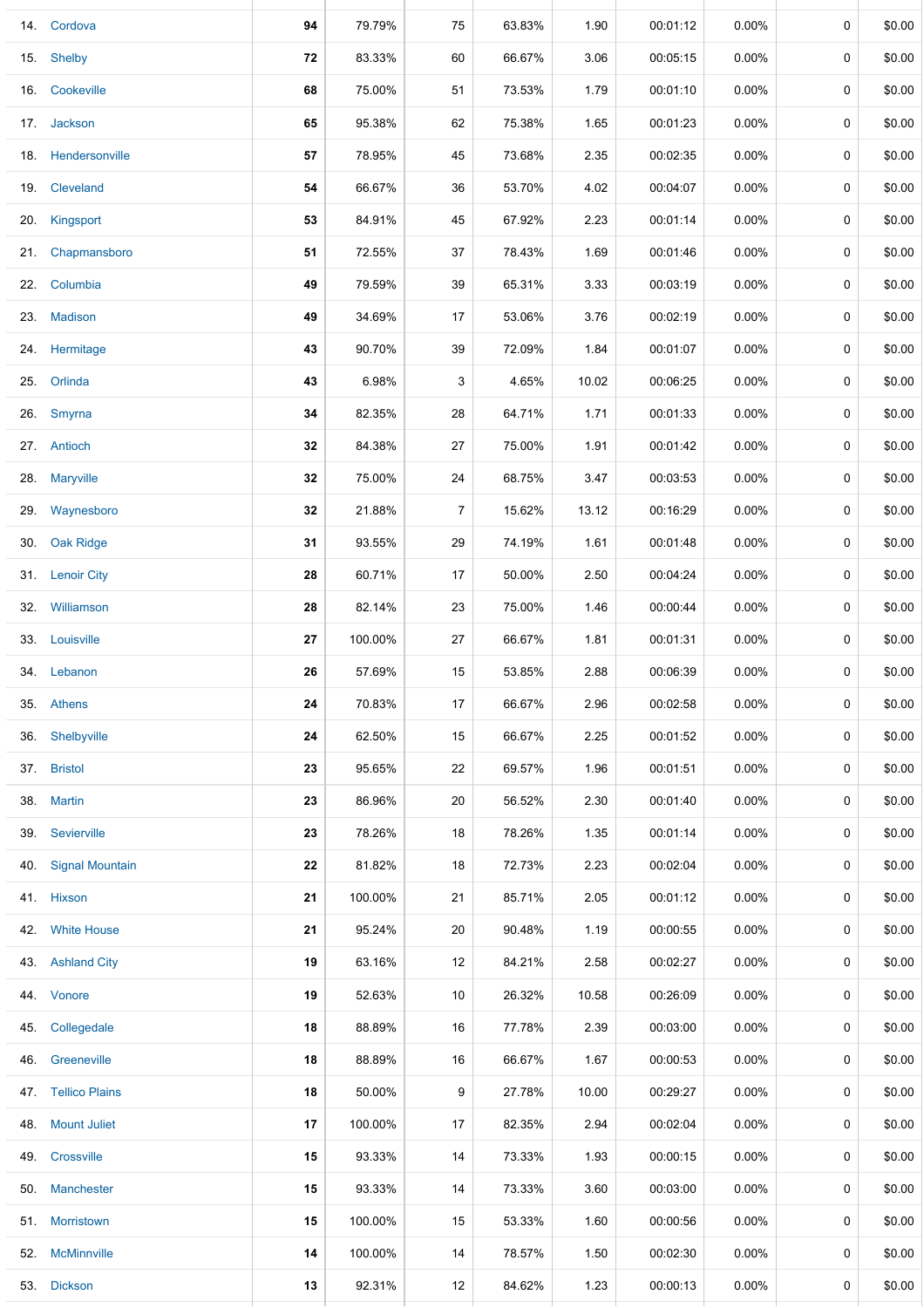| | | | | | | | | | | |
|---|---|---|---|---|---|---|---|---|---|---|
| 14. | Cordova | **94** | 79.79% | 75 | 63.83% | 1.90 | 00:01:12 | 0.00% | 0 | $0.00 |
| 15. | Shelby | **72** | 83.33% | 60 | 66.67% | 3.06 | 00:05:15 | 0.00% | 0 | $0.00 |
| 16. | Cookeville | **68** | 75.00% | 51 | 73.53% | 1.79 | 00:01:10 | 0.00% | 0 | $0.00 |
| 17. | Jackson | **65** | 95.38% | 62 | 75.38% | 1.65 | 00:01:23 | 0.00% | 0 | $0.00 |
| 18. | Hendersonville | **57** | 78.95% | 45 | 73.68% | 2.35 | 00:02:35 | 0.00% | 0 | $0.00 |
| 19. | Cleveland | **54** | 66.67% | 36 | 53.70% | 4.02 | 00:04:07 | 0.00% | 0 | $0.00 |
| 20. | Kingsport | **53** | 84.91% | 45 | 67.92% | 2.23 | 00:01:14 | 0.00% | 0 | $0.00 |
| 21. | Chapmansboro | **51** | 72.55% | 37 | 78.43% | 1.69 | 00:01:46 | 0.00% | 0 | $0.00 |
| 22. | Columbia | **49** | 79.59% | 39 | 65.31% | 3.33 | 00:03:19 | 0.00% | 0 | $0.00 |
| 23. | Madison | **49** | 34.69% | 17 | 53.06% | 3.76 | 00:02:19 | 0.00% | 0 | $0.00 |
| 24. | Hermitage | **43** | 90.70% | 39 | 72.09% | 1.84 | 00:01:07 | 0.00% | 0 | $0.00 |
| 25. | Orlinda | **43** | 6.98% | 3 | 4.65% | 10.02 | 00:06:25 | 0.00% | 0 | $0.00 |
| 26. | Smyrna | **34** | 82.35% | 28 | 64.71% | 1.71 | 00:01:33 | 0.00% | 0 | $0.00 |
| 27. | Antioch | **32** | 84.38% | 27 | 75.00% | 1.91 | 00:01:42 | 0.00% | 0 | $0.00 |
| 28. | Maryville | **32** | 75.00% | 24 | 68.75% | 3.47 | 00:03:53 | 0.00% | 0 | $0.00 |
| 29. | Waynesboro | **32** | 21.88% | 7 | 15.62% | 13.12 | 00:16:29 | 0.00% | 0 | $0.00 |
| 30. | Oak Ridge | **31** | 93.55% | 29 | 74.19% | 1.61 | 00:01:48 | 0.00% | 0 | $0.00 |
| 31. | Lenoir City | **28** | 60.71% | 17 | 50.00% | 2.50 | 00:04:24 | 0.00% | 0 | $0.00 |
| 32. | Williamson | **28** | 82.14% | 23 | 75.00% | 1.46 | 00:00:44 | 0.00% | 0 | $0.00 |
| 33. | Louisville | **27** | 100.00% | 27 | 66.67% | 1.81 | 00:01:31 | 0.00% | 0 | $0.00 |
| 34. | Lebanon | **26** | 57.69% | 15 | 53.85% | 2.88 | 00:06:39 | 0.00% | 0 | $0.00 |
| 35. | Athens | **24** | 70.83% | 17 | 66.67% | 2.96 | 00:02:58 | 0.00% | 0 | $0.00 |
| 36. | Shelbyville | **24** | 62.50% | 15 | 66.67% | 2.25 | 00:01:52 | 0.00% | 0 | $0.00 |
| 37. | Bristol | **23** | 95.65% | 22 | 69.57% | 1.96 | 00:01:51 | 0.00% | 0 | $0.00 |
| 38. | Martin | **23** | 86.96% | 20 | 56.52% | 2.30 | 00:01:40 | 0.00% | 0 | $0.00 |
| 39. | Sevierville | **23** | 78.26% | 18 | 78.26% | 1.35 | 00:01:14 | 0.00% | 0 | $0.00 |
| 40. | Signal Mountain | **22** | 81.82% | 18 | 72.73% | 2.23 | 00:02:04 | 0.00% | 0 | $0.00 |
| 41. | Hixson | **21** | 100.00% | 21 | 85.71% | 2.05 | 00:01:12 | 0.00% | 0 | $0.00 |
| 42. | White House | **21** | 95.24% | 20 | 90.48% | 1.19 | 00:00:55 | 0.00% | 0 | $0.00 |
| 43. | Ashland City | **19** | 63.16% | 12 | 84.21% | 2.58 | 00:02:27 | 0.00% | 0 | $0.00 |
| 44. | Vonore | **19** | 52.63% | 10 | 26.32% | 10.58 | 00:26:09 | 0.00% | 0 | $0.00 |
| 45. | Collegedale | **18** | 88.89% | 16 | 77.78% | 2.39 | 00:03:00 | 0.00% | 0 | $0.00 |
| 46. | Greeneville | **18** | 88.89% | 16 | 66.67% | 1.67 | 00:00:53 | 0.00% | 0 | $0.00 |
| 47. | Tellico Plains | **18** | 50.00% | 9 | 27.78% | 10.00 | 00:29:27 | 0.00% | 0 | $0.00 |
| 48. | Mount Juliet | **17** | 100.00% | 17 | 82.35% | 2.94 | 00:02:04 | 0.00% | 0 | $0.00 |
| 49. | Crossville | **15** | 93.33% | 14 | 73.33% | 1.93 | 00:00:15 | 0.00% | 0 | $0.00 |
| 50. | Manchester | **15** | 93.33% | 14 | 73.33% | 3.60 | 00:03:00 | 0.00% | 0 | $0.00 |
| 51. | Morristown | **15** | 100.00% | 15 | 53.33% | 1.60 | 00:00:56 | 0.00% | 0 | $0.00 |
| 52. | McMinnville | **14** | 100.00% | 14 | 78.57% | 1.50 | 00:02:30 | 0.00% | 0 | $0.00 |
| 53. | Dickson | **13** | 92.31% | 12 | 84.62% | 1.23 | 00:00:13 | 0.00% | 0 | $0.00 |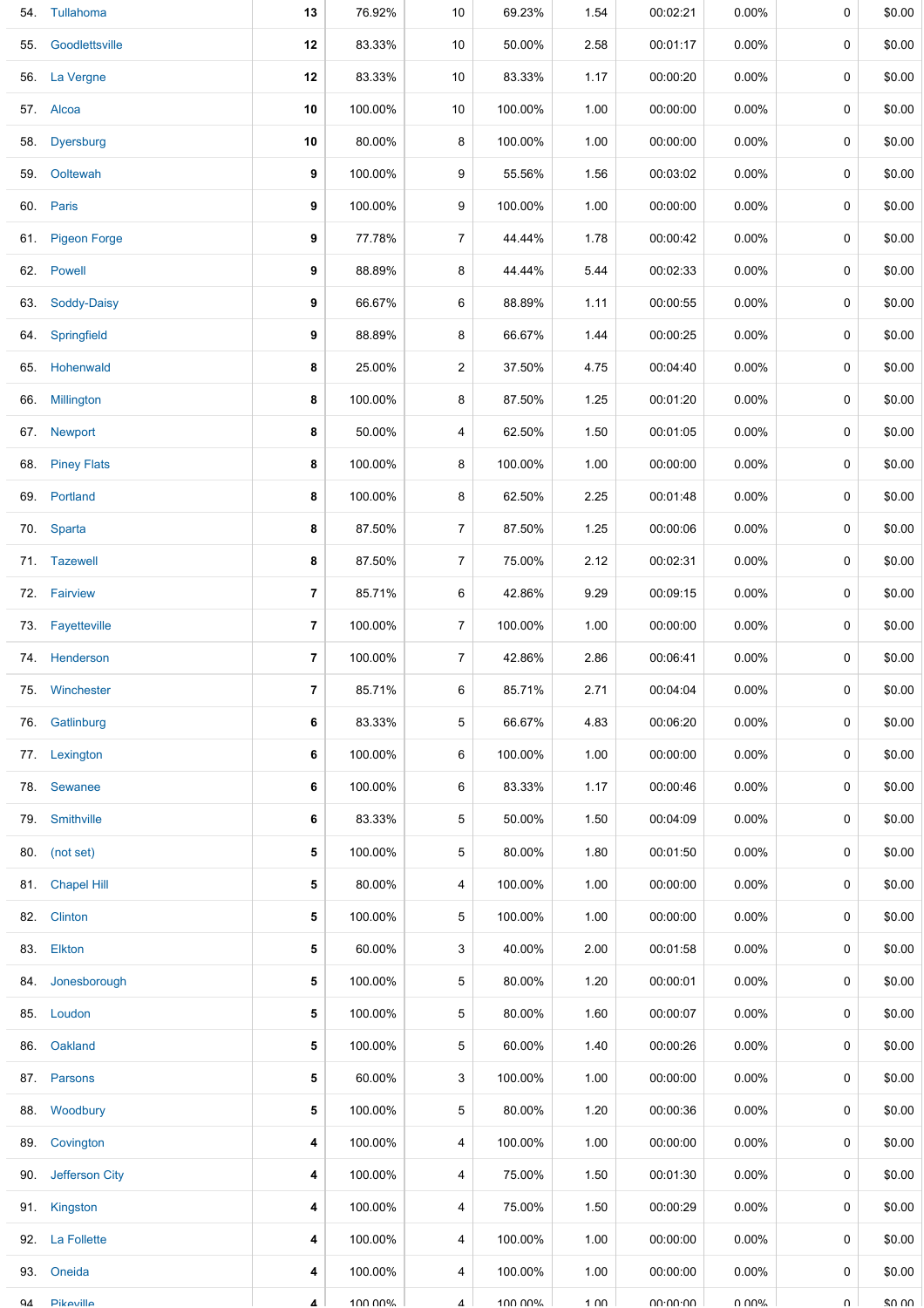| | | | | | | | | | |
|---|---|---|---|---|---|---|---|---|---|
| 54. | Tullahoma | 13 | 76.92% | 10 | 69.23% | 1.54 | 00:02:21 | 0.00% | 0 | $0.00 |
| 55. | Goodlettsville | 12 | 83.33% | 10 | 50.00% | 2.58 | 00:01:17 | 0.00% | 0 | $0.00 |
| 56. | La Vergne | 12 | 83.33% | 10 | 83.33% | 1.17 | 00:00:20 | 0.00% | 0 | $0.00 |
| 57. | Alcoa | 10 | 100.00% | 10 | 100.00% | 1.00 | 00:00:00 | 0.00% | 0 | $0.00 |
| 58. | Dyersburg | 10 | 80.00% | 8 | 100.00% | 1.00 | 00:00:00 | 0.00% | 0 | $0.00 |
| 59. | Ooltewah | 9 | 100.00% | 9 | 55.56% | 1.56 | 00:03:02 | 0.00% | 0 | $0.00 |
| 60. | Paris | 9 | 100.00% | 9 | 100.00% | 1.00 | 00:00:00 | 0.00% | 0 | $0.00 |
| 61. | Pigeon Forge | 9 | 77.78% | 7 | 44.44% | 1.78 | 00:00:42 | 0.00% | 0 | $0.00 |
| 62. | Powell | 9 | 88.89% | 8 | 44.44% | 5.44 | 00:02:33 | 0.00% | 0 | $0.00 |
| 63. | Soddy-Daisy | 9 | 66.67% | 6 | 88.89% | 1.11 | 00:00:55 | 0.00% | 0 | $0.00 |
| 64. | Springfield | 9 | 88.89% | 8 | 66.67% | 1.44 | 00:00:25 | 0.00% | 0 | $0.00 |
| 65. | Hohenwald | 8 | 25.00% | 2 | 37.50% | 4.75 | 00:04:40 | 0.00% | 0 | $0.00 |
| 66. | Millington | 8 | 100.00% | 8 | 87.50% | 1.25 | 00:01:20 | 0.00% | 0 | $0.00 |
| 67. | Newport | 8 | 50.00% | 4 | 62.50% | 1.50 | 00:01:05 | 0.00% | 0 | $0.00 |
| 68. | Piney Flats | 8 | 100.00% | 8 | 100.00% | 1.00 | 00:00:00 | 0.00% | 0 | $0.00 |
| 69. | Portland | 8 | 100.00% | 8 | 62.50% | 2.25 | 00:01:48 | 0.00% | 0 | $0.00 |
| 70. | Sparta | 8 | 87.50% | 7 | 87.50% | 1.25 | 00:00:06 | 0.00% | 0 | $0.00 |
| 71. | Tazewell | 8 | 87.50% | 7 | 75.00% | 2.12 | 00:02:31 | 0.00% | 0 | $0.00 |
| 72. | Fairview | 7 | 85.71% | 6 | 42.86% | 9.29 | 00:09:15 | 0.00% | 0 | $0.00 |
| 73. | Fayetteville | 7 | 100.00% | 7 | 100.00% | 1.00 | 00:00:00 | 0.00% | 0 | $0.00 |
| 74. | Henderson | 7 | 100.00% | 7 | 42.86% | 2.86 | 00:06:41 | 0.00% | 0 | $0.00 |
| 75. | Winchester | 7 | 85.71% | 6 | 85.71% | 2.71 | 00:04:04 | 0.00% | 0 | $0.00 |
| 76. | Gatlinburg | 6 | 83.33% | 5 | 66.67% | 4.83 | 00:06:20 | 0.00% | 0 | $0.00 |
| 77. | Lexington | 6 | 100.00% | 6 | 100.00% | 1.00 | 00:00:00 | 0.00% | 0 | $0.00 |
| 78. | Sewanee | 6 | 100.00% | 6 | 83.33% | 1.17 | 00:00:46 | 0.00% | 0 | $0.00 |
| 79. | Smithville | 6 | 83.33% | 5 | 50.00% | 1.50 | 00:04:09 | 0.00% | 0 | $0.00 |
| 80. | (not set) | 5 | 100.00% | 5 | 80.00% | 1.80 | 00:01:50 | 0.00% | 0 | $0.00 |
| 81. | Chapel Hill | 5 | 80.00% | 4 | 100.00% | 1.00 | 00:00:00 | 0.00% | 0 | $0.00 |
| 82. | Clinton | 5 | 100.00% | 5 | 100.00% | 1.00 | 00:00:00 | 0.00% | 0 | $0.00 |
| 83. | Elkton | 5 | 60.00% | 3 | 40.00% | 2.00 | 00:01:58 | 0.00% | 0 | $0.00 |
| 84. | Jonesborough | 5 | 100.00% | 5 | 80.00% | 1.20 | 00:00:01 | 0.00% | 0 | $0.00 |
| 85. | Loudon | 5 | 100.00% | 5 | 80.00% | 1.60 | 00:00:07 | 0.00% | 0 | $0.00 |
| 86. | Oakland | 5 | 100.00% | 5 | 60.00% | 1.40 | 00:00:26 | 0.00% | 0 | $0.00 |
| 87. | Parsons | 5 | 60.00% | 3 | 100.00% | 1.00 | 00:00:00 | 0.00% | 0 | $0.00 |
| 88. | Woodbury | 5 | 100.00% | 5 | 80.00% | 1.20 | 00:00:36 | 0.00% | 0 | $0.00 |
| 89. | Covington | 4 | 100.00% | 4 | 100.00% | 1.00 | 00:00:00 | 0.00% | 0 | $0.00 |
| 90. | Jefferson City | 4 | 100.00% | 4 | 75.00% | 1.50 | 00:01:30 | 0.00% | 0 | $0.00 |
| 91. | Kingston | 4 | 100.00% | 4 | 75.00% | 1.50 | 00:00:29 | 0.00% | 0 | $0.00 |
| 92. | La Follette | 4 | 100.00% | 4 | 100.00% | 1.00 | 00:00:00 | 0.00% | 0 | $0.00 |
| 93. | Oneida | 4 | 100.00% | 4 | 100.00% | 1.00 | 00:00:00 | 0.00% | 0 | $0.00 |
| 94. | Pikeville | 4 | 100.00% | 4 | 100.00% | 1.00 | 00:00:00 | 0.00% | 0 | $0.00 |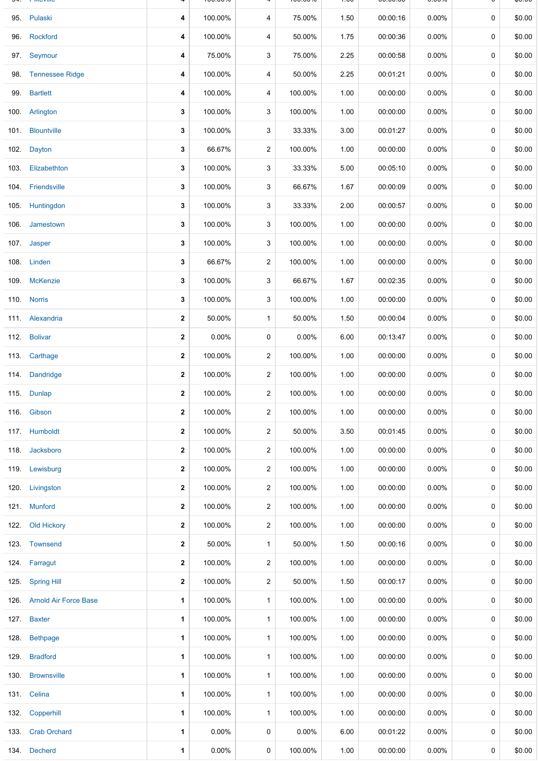| | | | | | | | | | |
|---|---|---|---|---|---|---|---|---|---|
| 95. | Pulaski | 4 | 100.00% | 4 | 75.00% | 1.50 | 00:00:16 | 0.00% | 0 | $0.00 |
| 96. | Rockford | 4 | 100.00% | 4 | 50.00% | 1.75 | 00:00:36 | 0.00% | 0 | $0.00 |
| 97. | Seymour | 4 | 75.00% | 3 | 75.00% | 2.25 | 00:00:58 | 0.00% | 0 | $0.00 |
| 98. | Tennessee Ridge | 4 | 100.00% | 4 | 50.00% | 2.25 | 00:01:21 | 0.00% | 0 | $0.00 |
| 99. | Bartlett | 4 | 100.00% | 4 | 100.00% | 1.00 | 00:00:00 | 0.00% | 0 | $0.00 |
| 100. | Arlington | 3 | 100.00% | 3 | 100.00% | 1.00 | 00:00:00 | 0.00% | 0 | $0.00 |
| 101. | Blountville | 3 | 100.00% | 3 | 33.33% | 3.00 | 00:01:27 | 0.00% | 0 | $0.00 |
| 102. | Dayton | 3 | 66.67% | 2 | 100.00% | 1.00 | 00:00:00 | 0.00% | 0 | $0.00 |
| 103. | Elizabethton | 3 | 100.00% | 3 | 33.33% | 5.00 | 00:05:10 | 0.00% | 0 | $0.00 |
| 104. | Friendsville | 3 | 100.00% | 3 | 66.67% | 1.67 | 00:00:09 | 0.00% | 0 | $0.00 |
| 105. | Huntingdon | 3 | 100.00% | 3 | 33.33% | 2.00 | 00:00:57 | 0.00% | 0 | $0.00 |
| 106. | Jamestown | 3 | 100.00% | 3 | 100.00% | 1.00 | 00:00:00 | 0.00% | 0 | $0.00 |
| 107. | Jasper | 3 | 100.00% | 3 | 100.00% | 1.00 | 00:00:00 | 0.00% | 0 | $0.00 |
| 108. | Linden | 3 | 66.67% | 2 | 100.00% | 1.00 | 00:00:00 | 0.00% | 0 | $0.00 |
| 109. | McKenzie | 3 | 100.00% | 3 | 66.67% | 1.67 | 00:02:35 | 0.00% | 0 | $0.00 |
| 110. | Norris | 3 | 100.00% | 3 | 100.00% | 1.00 | 00:00:00 | 0.00% | 0 | $0.00 |
| 111. | Alexandria | 2 | 50.00% | 1 | 50.00% | 1.50 | 00:00:04 | 0.00% | 0 | $0.00 |
| 112. | Bolivar | 2 | 0.00% | 0 | 0.00% | 6.00 | 00:13:47 | 0.00% | 0 | $0.00 |
| 113. | Carthage | 2 | 100.00% | 2 | 100.00% | 1.00 | 00:00:00 | 0.00% | 0 | $0.00 |
| 114. | Dandridge | 2 | 100.00% | 2 | 100.00% | 1.00 | 00:00:00 | 0.00% | 0 | $0.00 |
| 115. | Dunlap | 2 | 100.00% | 2 | 100.00% | 1.00 | 00:00:00 | 0.00% | 0 | $0.00 |
| 116. | Gibson | 2 | 100.00% | 2 | 100.00% | 1.00 | 00:00:00 | 0.00% | 0 | $0.00 |
| 117. | Humboldt | 2 | 100.00% | 2 | 50.00% | 3.50 | 00:01:45 | 0.00% | 0 | $0.00 |
| 118. | Jacksboro | 2 | 100.00% | 2 | 100.00% | 1.00 | 00:00:00 | 0.00% | 0 | $0.00 |
| 119. | Lewisburg | 2 | 100.00% | 2 | 100.00% | 1.00 | 00:00:00 | 0.00% | 0 | $0.00 |
| 120. | Livingston | 2 | 100.00% | 2 | 100.00% | 1.00 | 00:00:00 | 0.00% | 0 | $0.00 |
| 121. | Munford | 2 | 100.00% | 2 | 100.00% | 1.00 | 00:00:00 | 0.00% | 0 | $0.00 |
| 122. | Old Hickory | 2 | 100.00% | 2 | 100.00% | 1.00 | 00:00:00 | 0.00% | 0 | $0.00 |
| 123. | Townsend | 2 | 50.00% | 1 | 50.00% | 1.50 | 00:00:16 | 0.00% | 0 | $0.00 |
| 124. | Farragut | 2 | 100.00% | 2 | 100.00% | 1.00 | 00:00:00 | 0.00% | 0 | $0.00 |
| 125. | Spring Hill | 2 | 100.00% | 2 | 50.00% | 1.50 | 00:00:17 | 0.00% | 0 | $0.00 |
| 126. | Arnold Air Force Base | 1 | 100.00% | 1 | 100.00% | 1.00 | 00:00:00 | 0.00% | 0 | $0.00 |
| 127. | Baxter | 1 | 100.00% | 1 | 100.00% | 1.00 | 00:00:00 | 0.00% | 0 | $0.00 |
| 128. | Bethpage | 1 | 100.00% | 1 | 100.00% | 1.00 | 00:00:00 | 0.00% | 0 | $0.00 |
| 129. | Bradford | 1 | 100.00% | 1 | 100.00% | 1.00 | 00:00:00 | 0.00% | 0 | $0.00 |
| 130. | Brownsville | 1 | 100.00% | 1 | 100.00% | 1.00 | 00:00:00 | 0.00% | 0 | $0.00 |
| 131. | Celina | 1 | 100.00% | 1 | 100.00% | 1.00 | 00:00:00 | 0.00% | 0 | $0.00 |
| 132. | Copperhill | 1 | 100.00% | 1 | 100.00% | 1.00 | 00:00:00 | 0.00% | 0 | $0.00 |
| 133. | Crab Orchard | 1 | 0.00% | 0 | 0.00% | 6.00 | 00:01:22 | 0.00% | 0 | $0.00 |
| 134. | Decherd | 1 | 0.00% | 0 | 100.00% | 1.00 | 00:00:00 | 0.00% | 0 | $0.00 |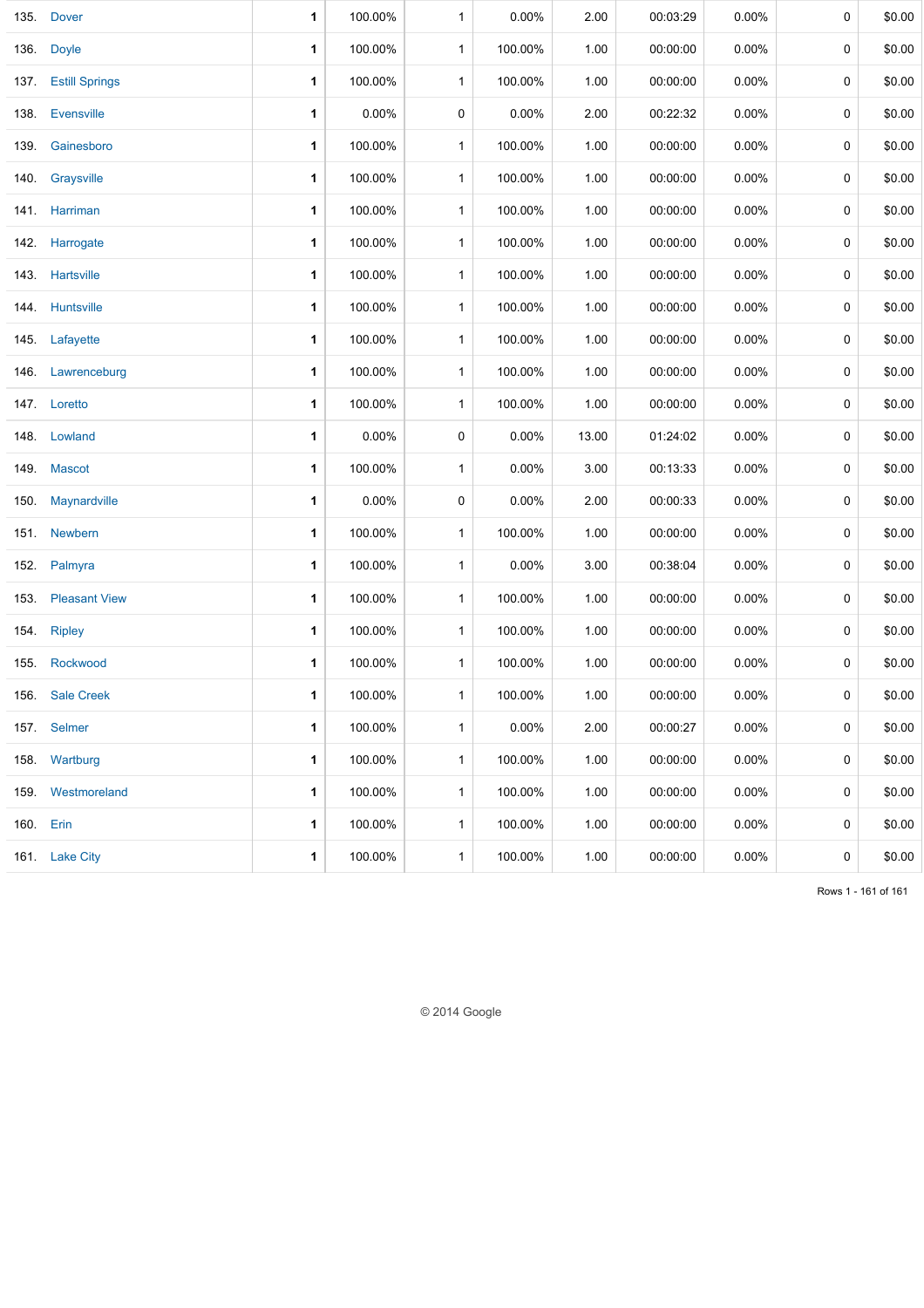| | | | | | | | | | | |
|---|---|---|---|---|---|---|---|---|---|---|
| 135. | Dover | 1 | 100.00% | 1 | 0.00% | 2.00 | 00:03:29 | 0.00% | 0 | $0.00 |
| 136. | Doyle | 1 | 100.00% | 1 | 100.00% | 1.00 | 00:00:00 | 0.00% | 0 | $0.00 |
| 137. | Estill Springs | 1 | 100.00% | 1 | 100.00% | 1.00 | 00:00:00 | 0.00% | 0 | $0.00 |
| 138. | Evensville | 1 | 0.00% | 0 | 0.00% | 2.00 | 00:22:32 | 0.00% | 0 | $0.00 |
| 139. | Gainesboro | 1 | 100.00% | 1 | 100.00% | 1.00 | 00:00:00 | 0.00% | 0 | $0.00 |
| 140. | Graysville | 1 | 100.00% | 1 | 100.00% | 1.00 | 00:00:00 | 0.00% | 0 | $0.00 |
| 141. | Harriman | 1 | 100.00% | 1 | 100.00% | 1.00 | 00:00:00 | 0.00% | 0 | $0.00 |
| 142. | Harrogate | 1 | 100.00% | 1 | 100.00% | 1.00 | 00:00:00 | 0.00% | 0 | $0.00 |
| 143. | Hartsville | 1 | 100.00% | 1 | 100.00% | 1.00 | 00:00:00 | 0.00% | 0 | $0.00 |
| 144. | Huntsville | 1 | 100.00% | 1 | 100.00% | 1.00 | 00:00:00 | 0.00% | 0 | $0.00 |
| 145. | Lafayette | 1 | 100.00% | 1 | 100.00% | 1.00 | 00:00:00 | 0.00% | 0 | $0.00 |
| 146. | Lawrenceburg | 1 | 100.00% | 1 | 100.00% | 1.00 | 00:00:00 | 0.00% | 0 | $0.00 |
| 147. | Loretto | 1 | 100.00% | 1 | 100.00% | 1.00 | 00:00:00 | 0.00% | 0 | $0.00 |
| 148. | Lowland | 1 | 0.00% | 0 | 0.00% | 13.00 | 01:24:02 | 0.00% | 0 | $0.00 |
| 149. | Mascot | 1 | 100.00% | 1 | 0.00% | 3.00 | 00:13:33 | 0.00% | 0 | $0.00 |
| 150. | Maynardville | 1 | 0.00% | 0 | 0.00% | 2.00 | 00:00:33 | 0.00% | 0 | $0.00 |
| 151. | Newbern | 1 | 100.00% | 1 | 100.00% | 1.00 | 00:00:00 | 0.00% | 0 | $0.00 |
| 152. | Palmyra | 1 | 100.00% | 1 | 0.00% | 3.00 | 00:38:04 | 0.00% | 0 | $0.00 |
| 153. | Pleasant View | 1 | 100.00% | 1 | 100.00% | 1.00 | 00:00:00 | 0.00% | 0 | $0.00 |
| 154. | Ripley | 1 | 100.00% | 1 | 100.00% | 1.00 | 00:00:00 | 0.00% | 0 | $0.00 |
| 155. | Rockwood | 1 | 100.00% | 1 | 100.00% | 1.00 | 00:00:00 | 0.00% | 0 | $0.00 |
| 156. | Sale Creek | 1 | 100.00% | 1 | 100.00% | 1.00 | 00:00:00 | 0.00% | 0 | $0.00 |
| 157. | Selmer | 1 | 100.00% | 1 | 0.00% | 2.00 | 00:00:27 | 0.00% | 0 | $0.00 |
| 158. | Wartburg | 1 | 100.00% | 1 | 100.00% | 1.00 | 00:00:00 | 0.00% | 0 | $0.00 |
| 159. | Westmoreland | 1 | 100.00% | 1 | 100.00% | 1.00 | 00:00:00 | 0.00% | 0 | $0.00 |
| 160. | Erin | 1 | 100.00% | 1 | 100.00% | 1.00 | 00:00:00 | 0.00% | 0 | $0.00 |
| 161. | Lake City | 1 | 100.00% | 1 | 100.00% | 1.00 | 00:00:00 | 0.00% | 0 | $0.00 |

Rows 1 - 161 of 161

© 2014 Google